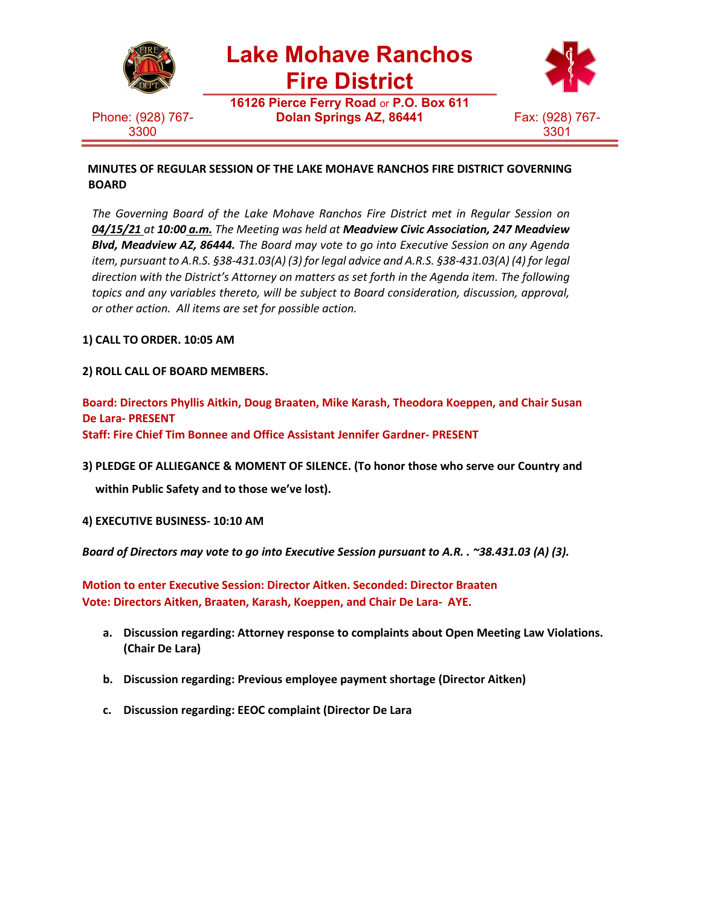# Lake Mohave Ranchos Fire District

**16126 Pierce Ferry Road or P.O. Box 611**
**Dolan Springs AZ, 86441**

Phone: (928) 767-3300

Fax: (928) 767-3301

**MINUTES OF REGULAR SESSION OF THE LAKE MOHAVE RANCHOS FIRE DISTRICT GOVERNING BOARD**

*The Governing Board of the Lake Mohave Ranchos Fire District met in Regular Session on* ***04/15/21*** *at* ***10:00 a.m.*** *The Meeting was held at* ***Meadview Civic Association, 247 Meadview Blvd, Meadview AZ, 86444.*** *The Board may vote to go into Executive Session on any Agenda item, pursuant to A.R.S. §38-431.03(A) (3) for legal advice and A.R.S. §38-431.03(A) (4) for legal direction with the District's Attorney on matters as set forth in the Agenda item. The following topics and any variables thereto, will be subject to Board consideration, discussion, approval, or other action. All items are set for possible action.*

**1) CALL TO ORDER. 10:05 AM**

**2) ROLL CALL OF BOARD MEMBERS.**

**Board: Directors Phyllis Aitkin, Doug Braaten, Mike Karash, Theodora Koeppen, and Chair Susan De Lara- PRESENT**
**Staff: Fire Chief Tim Bonnee and Office Assistant Jennifer Gardner- PRESENT**

**3) PLEDGE OF ALLIEGANCE & MOMENT OF SILENCE. (To honor those who serve our Country and within Public Safety and to those we've lost).**

**4) EXECUTIVE BUSINESS- 10:10 AM**

***Board of Directors may vote to go into Executive Session pursuant to A.R. . ~38.431.03 (A) (3).***

**Motion to enter Executive Session: Director Aitken. Seconded: Director Braaten**
**Vote: Directors Aitken, Braaten, Karash, Koeppen, and Chair De Lara- AYE.**

a. **Discussion regarding: Attorney response to complaints about Open Meeting Law Violations. (Chair De Lara)**

b. **Discussion regarding: Previous employee payment shortage (Director Aitken)**

c. **Discussion regarding: EEOC complaint (Director De Lara**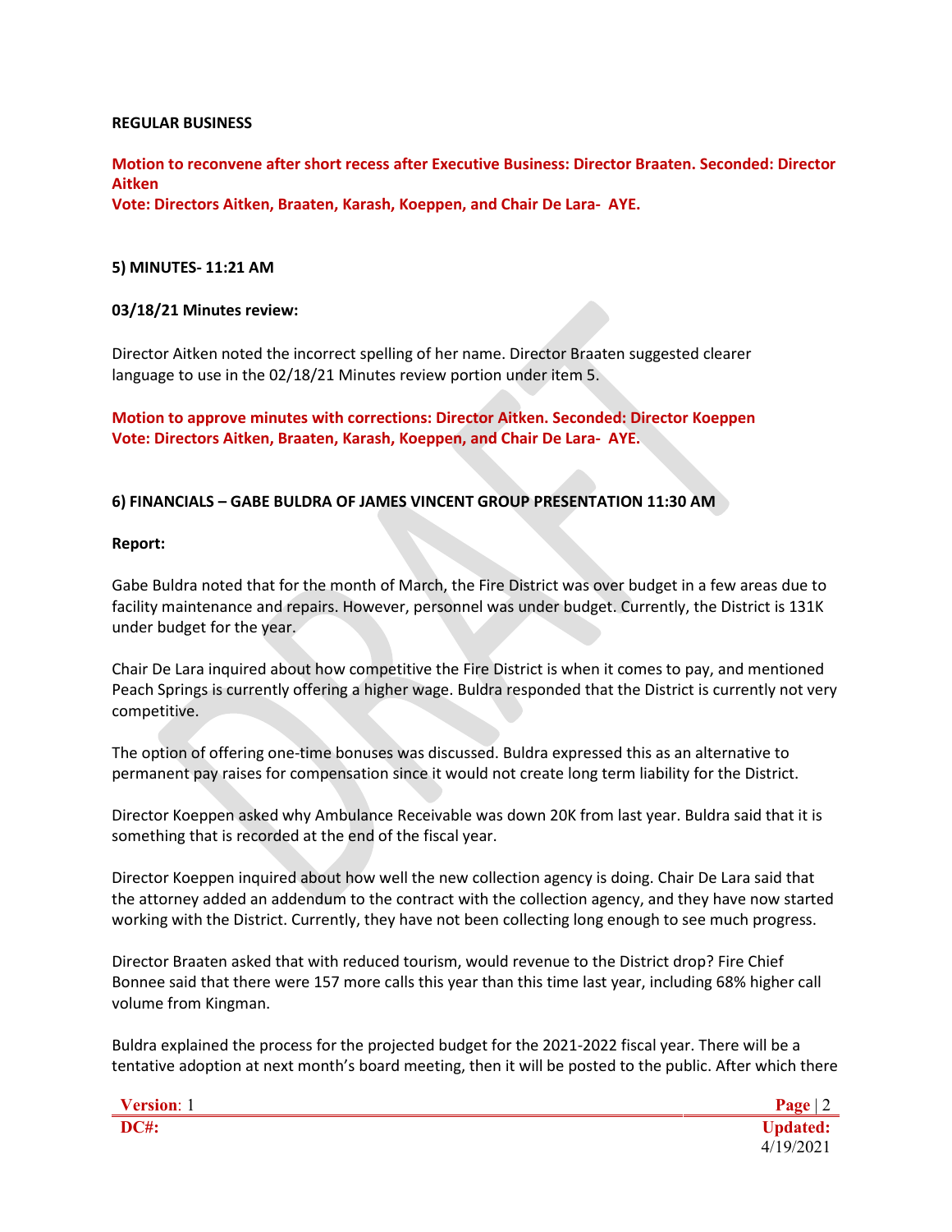**REGULAR BUSINESS**

**Motion to reconvene after short recess after Executive Business: Director Braaten. Seconded: Director Aitken**
**Vote: Directors Aitken, Braaten, Karash, Koeppen, and Chair De Lara- AYE.**

**5) MINUTES- 11:21 AM**

**03/18/21 Minutes review:**

Director Aitken noted the incorrect spelling of her name. Director Braaten suggested clearer language to use in the 02/18/21 Minutes review portion under item 5.

**Motion to approve minutes with corrections: Director Aitken. Seconded: Director Koeppen**
**Vote: Directors Aitken, Braaten, Karash, Koeppen, and Chair De Lara- AYE.**

**6) FINANCIALS – GABE BULDRA OF JAMES VINCENT GROUP PRESENTATION 11:30 AM**

**Report:**

Gabe Buldra noted that for the month of March, the Fire District was over budget in a few areas due to facility maintenance and repairs. However, personnel was under budget. Currently, the District is 131K under budget for the year.

Chair De Lara inquired about how competitive the Fire District is when it comes to pay, and mentioned Peach Springs is currently offering a higher wage. Buldra responded that the District is currently not very competitive.

The option of offering one-time bonuses was discussed. Buldra expressed this as an alternative to permanent pay raises for compensation since it would not create long term liability for the District.

Director Koeppen asked why Ambulance Receivable was down 20K from last year. Buldra said that it is something that is recorded at the end of the fiscal year.

Director Koeppen inquired about how well the new collection agency is doing. Chair De Lara said that the attorney added an addendum to the contract with the collection agency, and they have now started working with the District. Currently, they have not been collecting long enough to see much progress.

Director Braaten asked that with reduced tourism, would revenue to the District drop? Fire Chief Bonnee said that there were 157 more calls this year than this time last year, including 68% higher call volume from Kingman.

Buldra explained the process for the projected budget for the 2021-2022 fiscal year. There will be a tentative adoption at next month's board meeting, then it will be posted to the public. After which there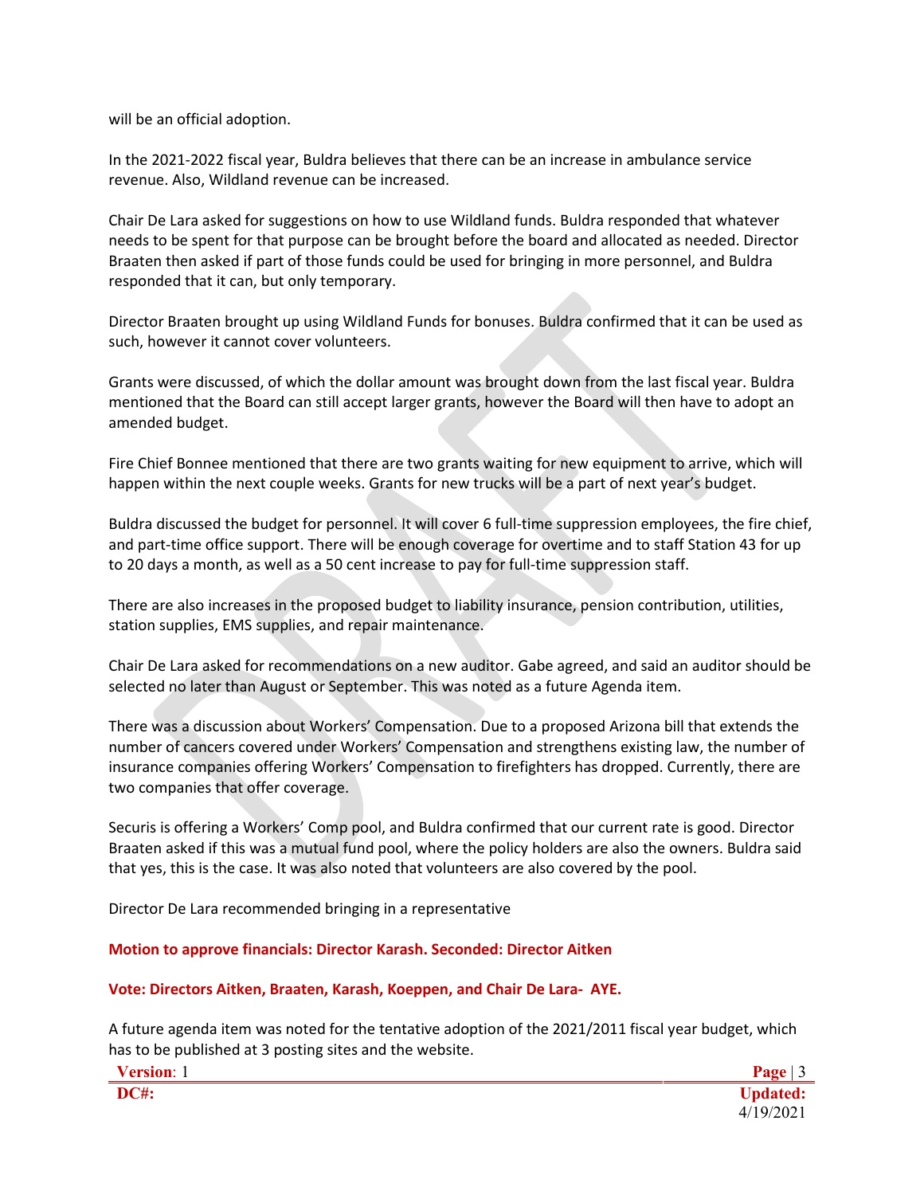will be an official adoption.

In the 2021-2022 fiscal year, Buldra believes that there can be an increase in ambulance service revenue. Also, Wildland revenue can be increased.

Chair De Lara asked for suggestions on how to use Wildland funds. Buldra responded that whatever needs to be spent for that purpose can be brought before the board and allocated as needed. Director Braaten then asked if part of those funds could be used for bringing in more personnel, and Buldra responded that it can, but only temporary.

Director Braaten brought up using Wildland Funds for bonuses. Buldra confirmed that it can be used as such, however it cannot cover volunteers.

Grants were discussed, of which the dollar amount was brought down from the last fiscal year. Buldra mentioned that the Board can still accept larger grants, however the Board will then have to adopt an amended budget.

Fire Chief Bonnee mentioned that there are two grants waiting for new equipment to arrive, which will happen within the next couple weeks. Grants for new trucks will be a part of next year's budget.

Buldra discussed the budget for personnel. It will cover 6 full-time suppression employees, the fire chief, and part-time office support. There will be enough coverage for overtime and to staff Station 43 for up to 20 days a month, as well as a 50 cent increase to pay for full-time suppression staff.

There are also increases in the proposed budget to liability insurance, pension contribution, utilities, station supplies, EMS supplies, and repair maintenance.

Chair De Lara asked for recommendations on a new auditor. Gabe agreed, and said an auditor should be selected no later than August or September. This was noted as a future Agenda item.

There was a discussion about Workers' Compensation. Due to a proposed Arizona bill that extends the number of cancers covered under Workers' Compensation and strengthens existing law, the number of insurance companies offering Workers' Compensation to firefighters has dropped. Currently, there are two companies that offer coverage.

Securis is offering a Workers' Comp pool, and Buldra confirmed that our current rate is good. Director Braaten asked if this was a mutual fund pool, where the policy holders are also the owners. Buldra said that yes, this is the case. It was also noted that volunteers are also covered by the pool.

Director De Lara recommended bringing in a representative

**Motion to approve financials: Director Karash. Seconded: Director Aitken**

**Vote: Directors Aitken, Braaten, Karash, Koeppen, and Chair De Lara- AYE.**

A future agenda item was noted for the tentative adoption of the 2021/2011 fiscal year budget, which has to be published at 3 posting sites and the website.

**Version**: 1
**DC#:**
**Updated:** 4/19/2021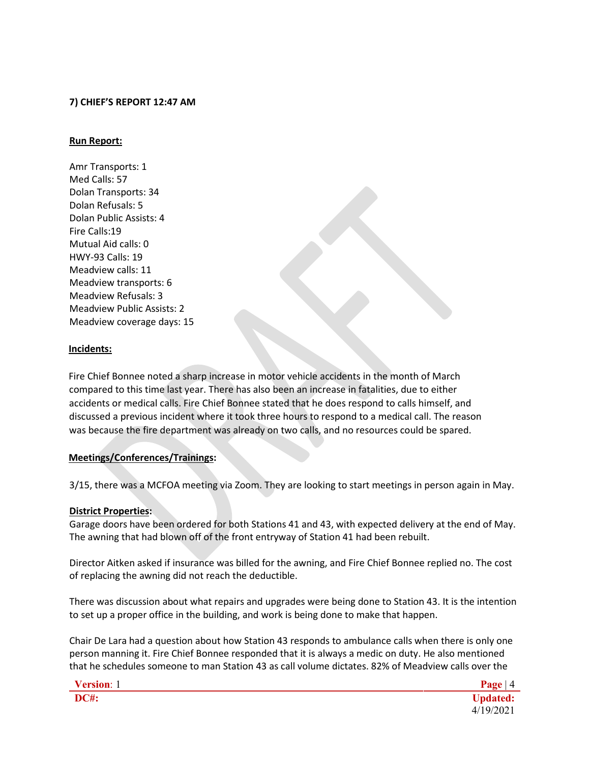**7) CHIEF'S REPORT 12:47 AM**

**Run Report:**

Amr Transports: 1
Med Calls: 57
Dolan Transports: 34
Dolan Refusals: 5
Dolan Public Assists: 4
Fire Calls:19
Mutual Aid calls: 0
HWY-93 Calls: 19
Meadview calls: 11
Meadview transports: 6
Meadview Refusals: 3
Meadview Public Assists: 2
Meadview coverage days: 15

**Incidents:**

Fire Chief Bonnee noted a sharp increase in motor vehicle accidents in the month of March compared to this time last year. There has also been an increase in fatalities, due to either accidents or medical calls. Fire Chief Bonnee stated that he does respond to calls himself, and discussed a previous incident where it took three hours to respond to a medical call. The reason was because the fire department was already on two calls, and no resources could be spared.

**Meetings/Conferences/Trainings:**

3/15, there was a MCFOA meeting via Zoom. They are looking to start meetings in person again in May.

**District Properties:**
Garage doors have been ordered for both Stations 41 and 43, with expected delivery at the end of May. The awning that had blown off of the front entryway of Station 41 had been rebuilt.

Director Aitken asked if insurance was billed for the awning, and Fire Chief Bonnee replied no. The cost of replacing the awning did not reach the deductible.

There was discussion about what repairs and upgrades were being done to Station 43. It is the intention to set up a proper office in the building, and work is being done to make that happen.

Chair De Lara had a question about how Station 43 responds to ambulance calls when there is only one person manning it. Fire Chief Bonnee responded that it is always a medic on duty. He also mentioned that he schedules someone to man Station 43 as call volume dictates. 82% of Meadview calls over the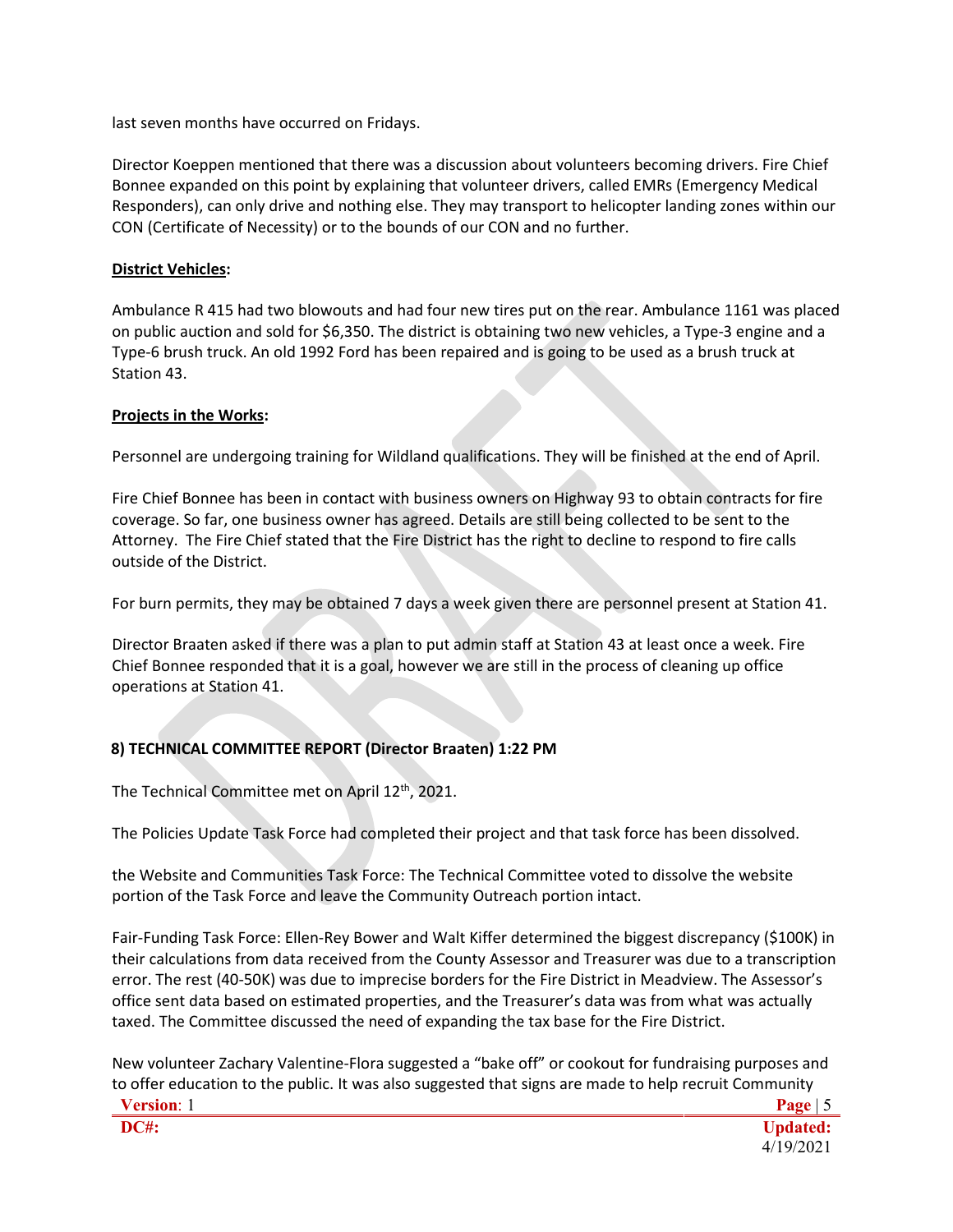last seven months have occurred on Fridays.

Director Koeppen mentioned that there was a discussion about volunteers becoming drivers. Fire Chief Bonnee expanded on this point by explaining that volunteer drivers, called EMRs (Emergency Medical Responders), can only drive and nothing else. They may transport to helicopter landing zones within our CON (Certificate of Necessity) or to the bounds of our CON and no further.

**District Vehicles:**

Ambulance R 415 had two blowouts and had four new tires put on the rear. Ambulance 1161 was placed on public auction and sold for $6,350. The district is obtaining two new vehicles, a Type-3 engine and a Type-6 brush truck. An old 1992 Ford has been repaired and is going to be used as a brush truck at Station 43.

**Projects in the Works:**

Personnel are undergoing training for Wildland qualifications. They will be finished at the end of April.

Fire Chief Bonnee has been in contact with business owners on Highway 93 to obtain contracts for fire coverage. So far, one business owner has agreed. Details are still being collected to be sent to the Attorney. The Fire Chief stated that the Fire District has the right to decline to respond to fire calls outside of the District.

For burn permits, they may be obtained 7 days a week given there are personnel present at Station 41.

Director Braaten asked if there was a plan to put admin staff at Station 43 at least once a week. Fire Chief Bonnee responded that it is a goal, however we are still in the process of cleaning up office operations at Station 41.

## 8) TECHNICAL COMMITTEE REPORT (Director Braaten) 1:22 PM

The Technical Committee met on April 12th, 2021.

The Policies Update Task Force had completed their project and that task force has been dissolved.

the Website and Communities Task Force: The Technical Committee voted to dissolve the website portion of the Task Force and leave the Community Outreach portion intact.

Fair-Funding Task Force: Ellen-Rey Bower and Walt Kiffer determined the biggest discrepancy ($100K) in their calculations from data received from the County Assessor and Treasurer was due to a transcription error. The rest (40-50K) was due to imprecise borders for the Fire District in Meadview. The Assessor's office sent data based on estimated properties, and the Treasurer's data was from what was actually taxed. The Committee discussed the need of expanding the tax base for the Fire District.

New volunteer Zachary Valentine-Flora suggested a "bake off" or cookout for fundraising purposes and to offer education to the public. It was also suggested that signs are made to help recruit Community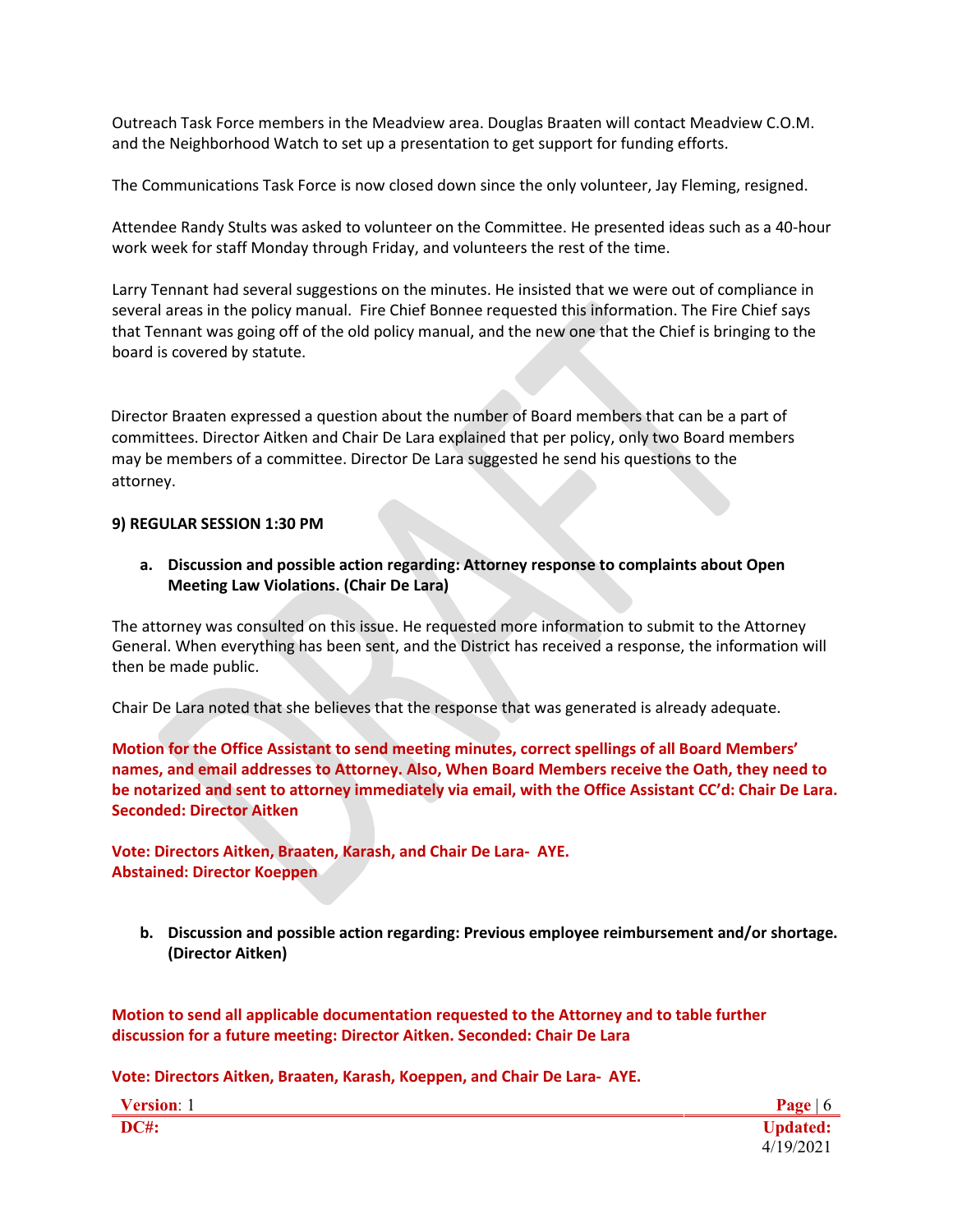Outreach Task Force members in the Meadview area. Douglas Braaten will contact Meadview C.O.M. and the Neighborhood Watch to set up a presentation to get support for funding efforts.

The Communications Task Force is now closed down since the only volunteer, Jay Fleming, resigned.

Attendee Randy Stults was asked to volunteer on the Committee. He presented ideas such as a 40-hour work week for staff Monday through Friday, and volunteers the rest of the time.

Larry Tennant had several suggestions on the minutes. He insisted that we were out of compliance in several areas in the policy manual. Fire Chief Bonnee requested this information. The Fire Chief says that Tennant was going off of the old policy manual, and the new one that the Chief is bringing to the board is covered by statute.

Director Braaten expressed a question about the number of Board members that can be a part of committees. Director Aitken and Chair De Lara explained that per policy, only two Board members may be members of a committee. Director De Lara suggested he send his questions to the attorney.

**9) REGULAR SESSION 1:30 PM**

**a. Discussion and possible action regarding: Attorney response to complaints about Open Meeting Law Violations. (Chair De Lara)**

The attorney was consulted on this issue. He requested more information to submit to the Attorney General. When everything has been sent, and the District has received a response, the information will then be made public.

Chair De Lara noted that she believes that the response that was generated is already adequate.

**Motion for the Office Assistant to send meeting minutes, correct spellings of all Board Members' names, and email addresses to Attorney. Also, When Board Members receive the Oath, they need to be notarized and sent to attorney immediately via email, with the Office Assistant CC'd: Chair De Lara. Seconded: Director Aitken**

**Vote: Directors Aitken, Braaten, Karash, and Chair De Lara- AYE.**
**Abstained: Director Koeppen**

**b. Discussion and possible action regarding: Previous employee reimbursement and/or shortage. (Director Aitken)**

**Motion to send all applicable documentation requested to the Attorney and to table further discussion for a future meeting: Director Aitken. Seconded: Chair De Lara**

**Vote: Directors Aitken, Braaten, Karash, Koeppen, and Chair De Lara- AYE.**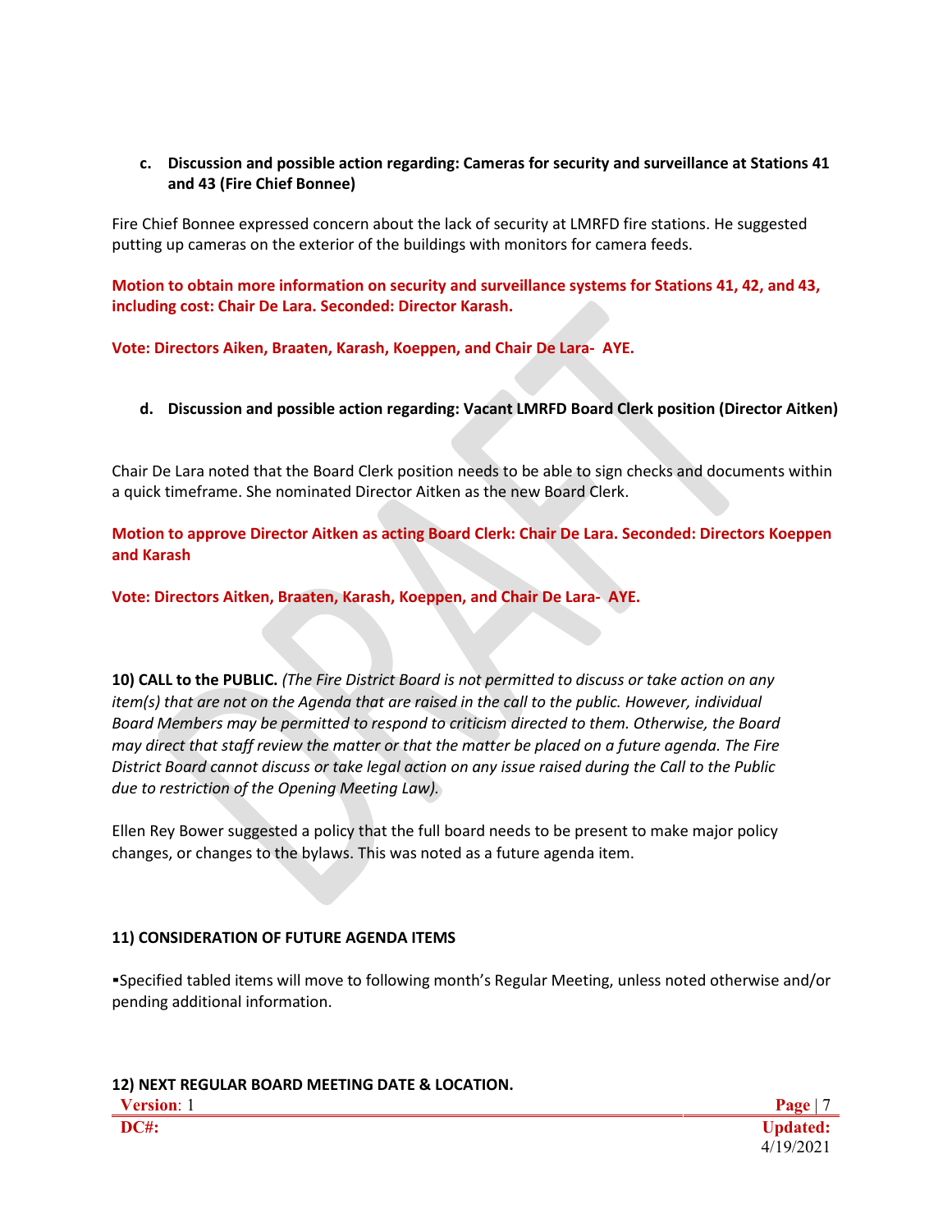**c. Discussion and possible action regarding: Cameras for security and surveillance at Stations 41 and 43 (Fire Chief Bonnee)**

Fire Chief Bonnee expressed concern about the lack of security at LMRFD fire stations. He suggested putting up cameras on the exterior of the buildings with monitors for camera feeds.

**Motion to obtain more information on security and surveillance systems for Stations 41, 42, and 43, including cost: Chair De Lara. Seconded: Director Karash.**

**Vote: Directors Aiken, Braaten, Karash, Koeppen, and Chair De Lara- AYE.**

**d. Discussion and possible action regarding: Vacant LMRFD Board Clerk position (Director Aitken)**

Chair De Lara noted that the Board Clerk position needs to be able to sign checks and documents within a quick timeframe. She nominated Director Aitken as the new Board Clerk.

**Motion to approve Director Aitken as acting Board Clerk: Chair De Lara. Seconded: Directors Koeppen and Karash**

**Vote: Directors Aitken, Braaten, Karash, Koeppen, and Chair De Lara- AYE.**

**10) CALL to the PUBLIC.** *(The Fire District Board is not permitted to discuss or take action on any item(s) that are not on the Agenda that are raised in the call to the public. However, individual Board Members may be permitted to respond to criticism directed to them. Otherwise, the Board may direct that staff review the matter or that the matter be placed on a future agenda. The Fire District Board cannot discuss or take legal action on any issue raised during the Call to the Public due to restriction of the Opening Meeting Law).*

Ellen Rey Bower suggested a policy that the full board needs to be present to make major policy changes, or changes to the bylaws. This was noted as a future agenda item.

**11) CONSIDERATION OF FUTURE AGENDA ITEMS**

▪Specified tabled items will move to following month's Regular Meeting, unless noted otherwise and/or pending additional information.

**12) NEXT REGULAR BOARD MEETING DATE & LOCATION.**

**Version**: 1
**DC#:**
**Updated:** 4/19/2021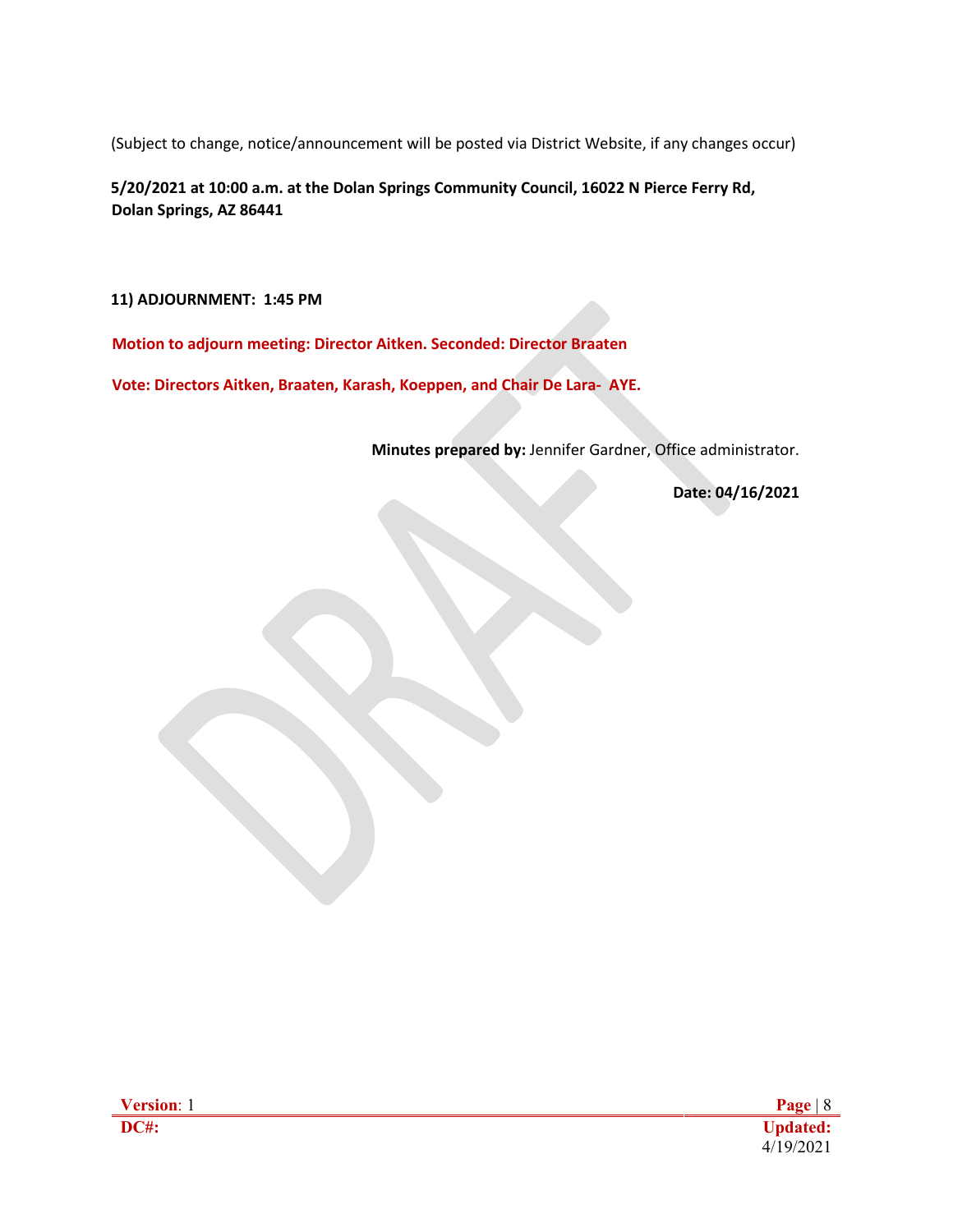(Subject to change, notice/announcement will be posted via District Website, if any changes occur)

**5/20/2021 at 10:00 a.m. at the Dolan Springs Community Council, 16022 N Pierce Ferry Rd, Dolan Springs, AZ 86441**

**11) ADJOURNMENT: 1:45 PM**

**Motion to adjourn meeting: Director Aitken. Seconded: Director Braaten**

**Vote: Directors Aitken, Braaten, Karash, Koeppen, and Chair De Lara- AYE.**

**Minutes prepared by:** Jennifer Gardner, Office administrator.

**Date: 04/16/2021**

DRAFT

**Version**: 1

**DC#:**

**Updated:** 4/19/2021